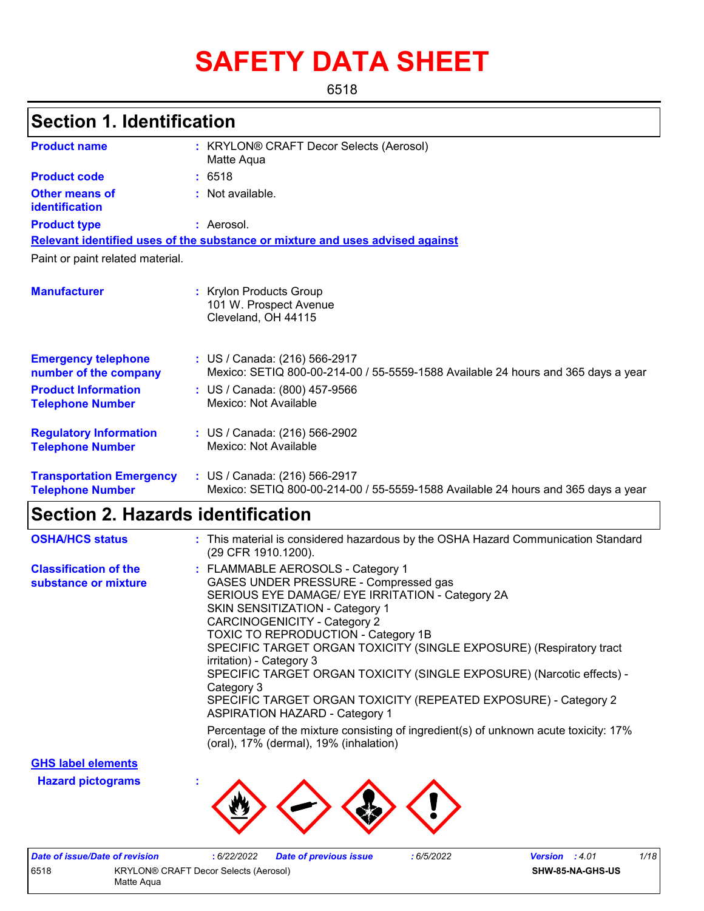# SAFETY DATA SHEET

6518

## Section 1. Identification

**Product name** : KRYLON® CRAFT Decor Selects (Aerosol) Matte Aqua

**Product code** : 6518

**Other means of identification** : Not available.

**Product type** : Aerosol.

**Relevant identified uses of the substance or mixture and uses advised against**

Paint or paint related material.

**Manufacturer** : Krylon Products Group
101 W. Prospect Avenue
Cleveland, OH 44115

**Emergency telephone number of the company** : US / Canada: (216) 566-2917
Mexico: SETIQ 800-00-214-00 / 55-5559-1588 Available 24 hours and 365 days a year

**Product Information Telephone Number** : US / Canada: (800) 457-9566
Mexico: Not Available

**Regulatory Information Telephone Number** : US / Canada: (216) 566-2902
Mexico: Not Available

**Transportation Emergency Telephone Number** : US / Canada: (216) 566-2917
Mexico: SETIQ 800-00-214-00 / 55-5559-1588 Available 24 hours and 365 days a year

## Section 2. Hazards identification

**OSHA/HCS status** : This material is considered hazardous by the OSHA Hazard Communication Standard (29 CFR 1910.1200).

**Classification of the substance or mixture** : FLAMMABLE AEROSOLS - Category 1
GASES UNDER PRESSURE - Compressed gas
SERIOUS EYE DAMAGE/ EYE IRRITATION - Category 2A
SKIN SENSITIZATION - Category 1
CARCINOGENICITY - Category 2
TOXIC TO REPRODUCTION - Category 1B
SPECIFIC TARGET ORGAN TOXICITY (SINGLE EXPOSURE) (Respiratory tract irritation) - Category 3
SPECIFIC TARGET ORGAN TOXICITY (SINGLE EXPOSURE) (Narcotic effects) - Category 3
SPECIFIC TARGET ORGAN TOXICITY (REPEATED EXPOSURE) - Category 2
ASPIRATION HAZARD - Category 1

Percentage of the mixture consisting of ingredient(s) of unknown acute toxicity: 17% (oral), 17% (dermal), 19% (inhalation)

**GHS label elements**

**Hazard pictograms** :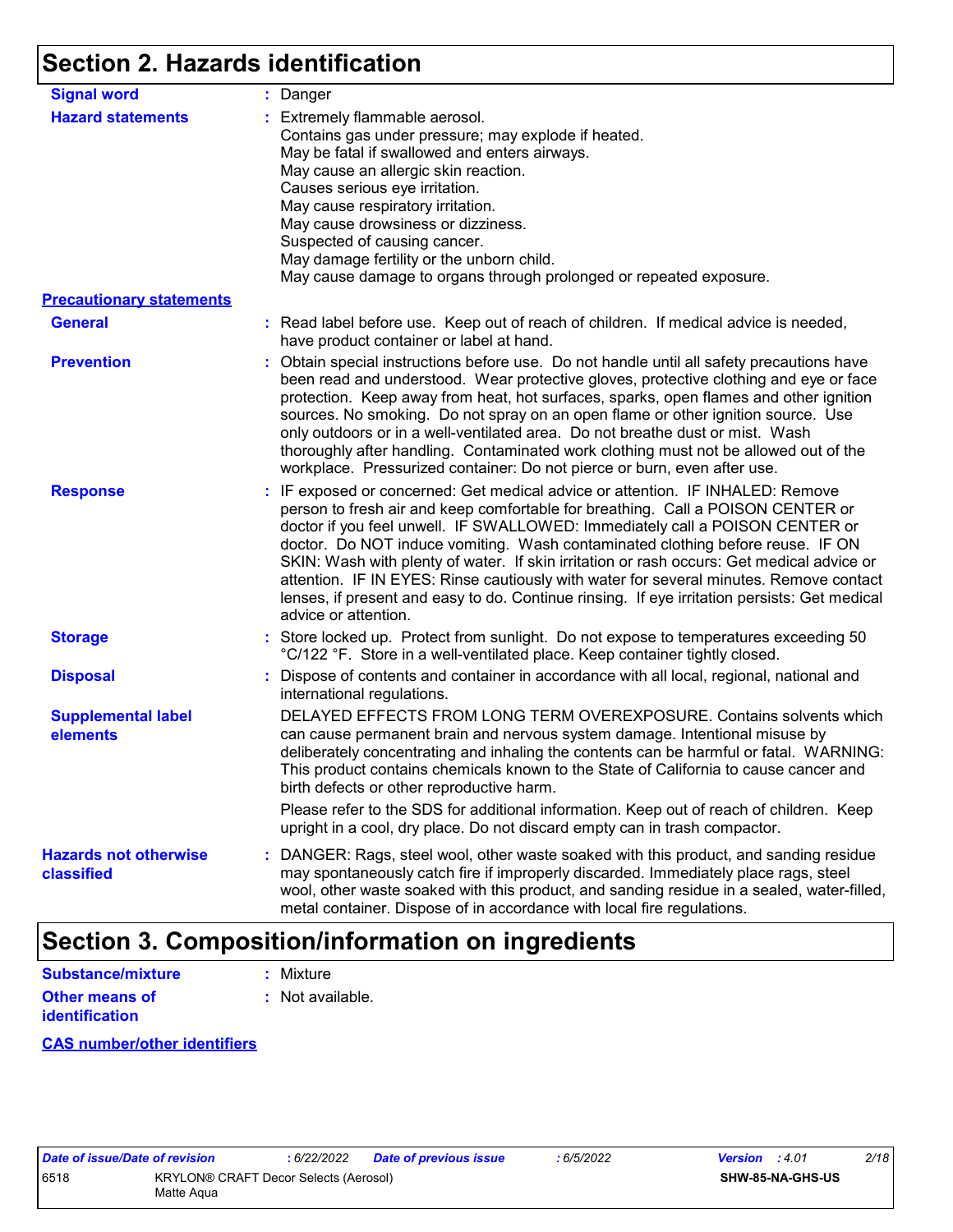## Section 2. Hazards identification

**Signal word** : Danger

**Hazard statements** : Extremely flammable aerosol.
Contains gas under pressure; may explode if heated.
May be fatal if swallowed and enters airways.
May cause an allergic skin reaction.
Causes serious eye irritation.
May cause respiratory irritation.
May cause drowsiness or dizziness.
Suspected of causing cancer.
May damage fertility or the unborn child.
May cause damage to organs through prolonged or repeated exposure.

**Precautionary statements**

**General** : Read label before use. Keep out of reach of children. If medical advice is needed, have product container or label at hand.

**Prevention** : Obtain special instructions before use. Do not handle until all safety precautions have been read and understood. Wear protective gloves, protective clothing and eye or face protection. Keep away from heat, hot surfaces, sparks, open flames and other ignition sources. No smoking. Do not spray on an open flame or other ignition source. Use only outdoors or in a well-ventilated area. Do not breathe dust or mist. Wash thoroughly after handling. Contaminated work clothing must not be allowed out of the workplace. Pressurized container: Do not pierce or burn, even after use.

**Response** : IF exposed or concerned: Get medical advice or attention. IF INHALED: Remove person to fresh air and keep comfortable for breathing. Call a POISON CENTER or doctor if you feel unwell. IF SWALLOWED: Immediately call a POISON CENTER or doctor. Do NOT induce vomiting. Wash contaminated clothing before reuse. IF ON SKIN: Wash with plenty of water. If skin irritation or rash occurs: Get medical advice or attention. IF IN EYES: Rinse cautiously with water for several minutes. Remove contact lenses, if present and easy to do. Continue rinsing. If eye irritation persists: Get medical advice or attention.

**Storage** : Store locked up. Protect from sunlight. Do not expose to temperatures exceeding 50 °C/122 °F. Store in a well-ventilated place. Keep container tightly closed.

**Disposal** : Dispose of contents and container in accordance with all local, regional, national and international regulations.

**Supplemental label elements**

DELAYED EFFECTS FROM LONG TERM OVEREXPOSURE. Contains solvents which can cause permanent brain and nervous system damage. Intentional misuse by deliberately concentrating and inhaling the contents can be harmful or fatal. WARNING: This product contains chemicals known to the State of California to cause cancer and birth defects or other reproductive harm.

Please refer to the SDS for additional information. Keep out of reach of children. Keep upright in a cool, dry place. Do not discard empty can in trash compactor.

**Hazards not otherwise classified** : DANGER: Rags, steel wool, other waste soaked with this product, and sanding residue may spontaneously catch fire if improperly discarded. Immediately place rags, steel wool, other waste soaked with this product, and sanding residue in a sealed, water-filled, metal container. Dispose of in accordance with local fire regulations.

## Section 3. Composition/information on ingredients

**Substance/mixture** : Mixture

**Other means of identification** : Not available.

**CAS number/other identifiers**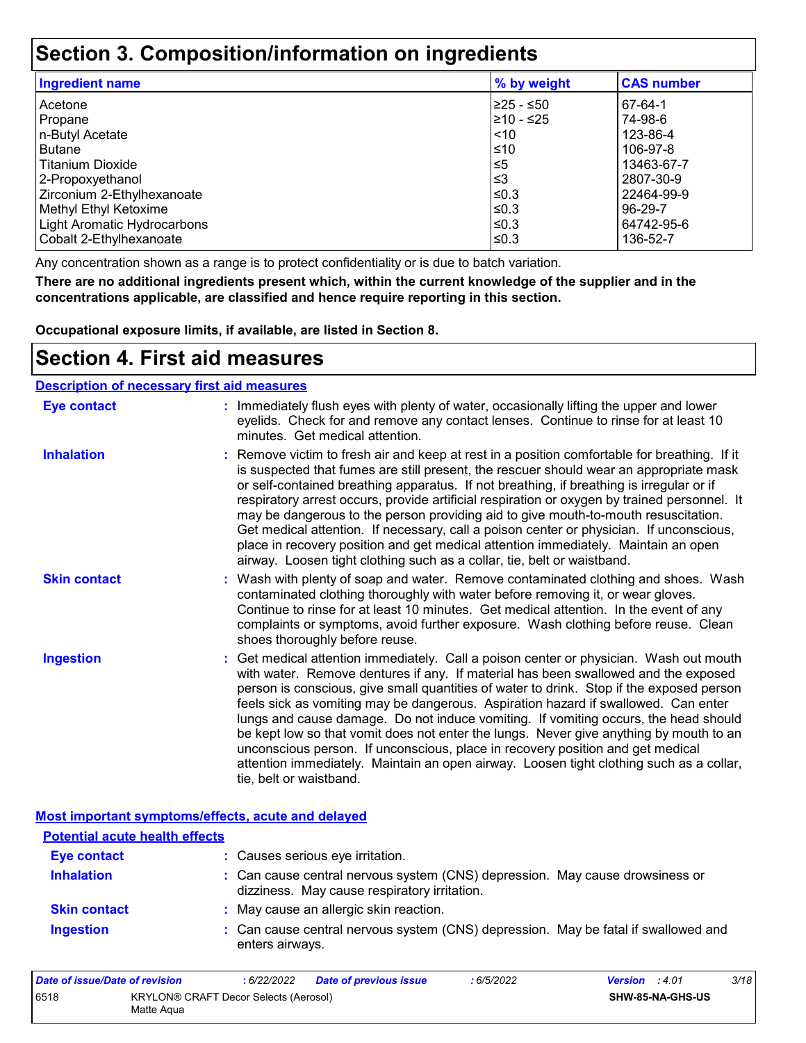# Section 3. Composition/information on ingredients

| Ingredient name | % by weight | CAS number |
|---|---|---|
| Acetone | ≥25 - ≤50 | 67-64-1 |
| Propane | ≥10 - ≤25 | 74-98-6 |
| n-Butyl Acetate | <10 | 123-86-4 |
| Butane | ≤10 | 106-97-8 |
| Titanium Dioxide | ≤5 | 13463-67-7 |
| 2-Propoxyethanol | ≤3 | 2807-30-9 |
| Zirconium 2-Ethylhexanoate | ≤0.3 | 22464-99-9 |
| Methyl Ethyl Ketoxime | ≤0.3 | 96-29-7 |
| Light Aromatic Hydrocarbons | ≤0.3 | 64742-95-6 |
| Cobalt 2-Ethylhexanoate | ≤0.3 | 136-52-7 |

Any concentration shown as a range is to protect confidentiality or is due to batch variation.

**There are no additional ingredients present which, within the current knowledge of the supplier and in the concentrations applicable, are classified and hence require reporting in this section.**

**Occupational exposure limits, if available, are listed in Section 8.**

# Section 4. First aid measures

## Description of necessary first aid measures

**Eye contact** : Immediately flush eyes with plenty of water, occasionally lifting the upper and lower eyelids. Check for and remove any contact lenses. Continue to rinse for at least 10 minutes. Get medical attention.

**Inhalation** : Remove victim to fresh air and keep at rest in a position comfortable for breathing. If it is suspected that fumes are still present, the rescuer should wear an appropriate mask or self-contained breathing apparatus. If not breathing, if breathing is irregular or if respiratory arrest occurs, provide artificial respiration or oxygen by trained personnel. It may be dangerous to the person providing aid to give mouth-to-mouth resuscitation. Get medical attention. If necessary, call a poison center or physician. If unconscious, place in recovery position and get medical attention immediately. Maintain an open airway. Loosen tight clothing such as a collar, tie, belt or waistband.

**Skin contact** : Wash with plenty of soap and water. Remove contaminated clothing and shoes. Wash contaminated clothing thoroughly with water before removing it, or wear gloves. Continue to rinse for at least 10 minutes. Get medical attention. In the event of any complaints or symptoms, avoid further exposure. Wash clothing before reuse. Clean shoes thoroughly before reuse.

**Ingestion** : Get medical attention immediately. Call a poison center or physician. Wash out mouth with water. Remove dentures if any. If material has been swallowed and the exposed person is conscious, give small quantities of water to drink. Stop if the exposed person feels sick as vomiting may be dangerous. Aspiration hazard if swallowed. Can enter lungs and cause damage. Do not induce vomiting. If vomiting occurs, the head should be kept low so that vomit does not enter the lungs. Never give anything by mouth to an unconscious person. If unconscious, place in recovery position and get medical attention immediately. Maintain an open airway. Loosen tight clothing such as a collar, tie, belt or waistband.

## Most important symptoms/effects, acute and delayed

### Potential acute health effects

**Eye contact** : Causes serious eye irritation.

**Inhalation** : Can cause central nervous system (CNS) depression. May cause drowsiness or dizziness. May cause respiratory irritation.

**Skin contact** : May cause an allergic skin reaction.

**Ingestion** : Can cause central nervous system (CNS) depression. May be fatal if swallowed and enters airways.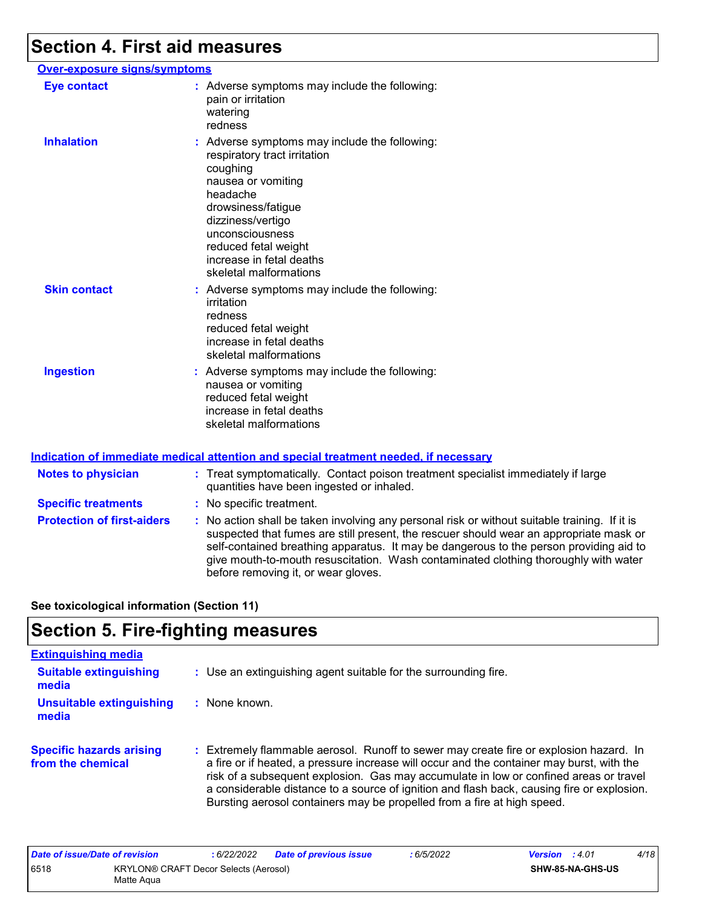# Section 4. First aid measures

**Over-exposure signs/symptoms**

**Eye contact** : Adverse symptoms may include the following:
pain or irritation
watering
redness

**Inhalation** : Adverse symptoms may include the following:
respiratory tract irritation
coughing
nausea or vomiting
headache
drowsiness/fatigue
dizziness/vertigo
unconsciousness
reduced fetal weight
increase in fetal deaths
skeletal malformations

**Skin contact** : Adverse symptoms may include the following:
irritation
redness
reduced fetal weight
increase in fetal deaths
skeletal malformations

**Ingestion** : Adverse symptoms may include the following:
nausea or vomiting
reduced fetal weight
increase in fetal deaths
skeletal malformations

**Indication of immediate medical attention and special treatment needed, if necessary**

**Notes to physician** : Treat symptomatically. Contact poison treatment specialist immediately if large quantities have been ingested or inhaled.

**Specific treatments** : No specific treatment.

**Protection of first-aiders** : No action shall be taken involving any personal risk or without suitable training. If it is suspected that fumes are still present, the rescuer should wear an appropriate mask or self-contained breathing apparatus. It may be dangerous to the person providing aid to give mouth-to-mouth resuscitation. Wash contaminated clothing thoroughly with water before removing it, or wear gloves.

**See toxicological information (Section 11)**

# Section 5. Fire-fighting measures

**Extinguishing media**

**Suitable extinguishing media** : Use an extinguishing agent suitable for the surrounding fire.

**Unsuitable extinguishing media** : None known.

**Specific hazards arising from the chemical** : Extremely flammable aerosol. Runoff to sewer may create fire or explosion hazard. In a fire or if heated, a pressure increase will occur and the container may burst, with the risk of a subsequent explosion. Gas may accumulate in low or confined areas or travel a considerable distance to a source of ignition and flash back, causing fire or explosion. Bursting aerosol containers may be propelled from a fire at high speed.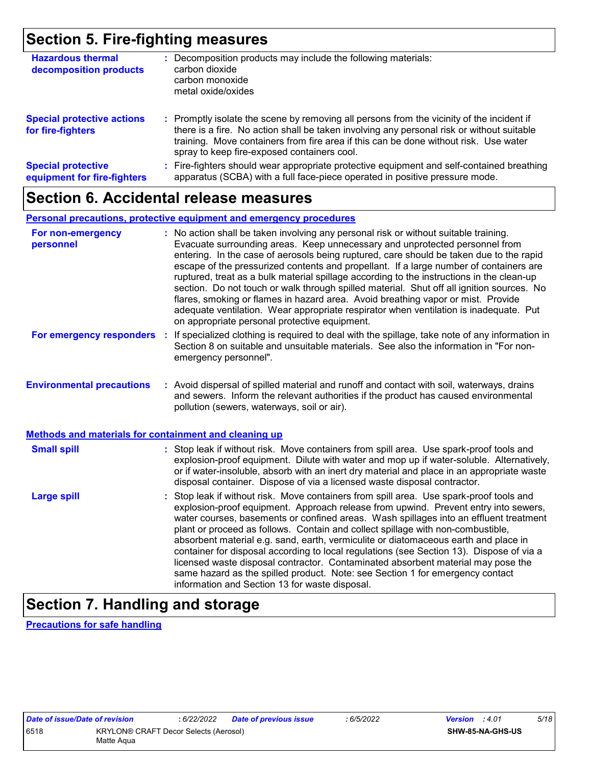## Section 5. Fire-fighting measures

**Hazardous thermal decomposition products** : Decomposition products may include the following materials:
carbon dioxide
carbon monoxide
metal oxide/oxides

**Special protective actions for fire-fighters** : Promptly isolate the scene by removing all persons from the vicinity of the incident if there is a fire. No action shall be taken involving any personal risk or without suitable training. Move containers from fire area if this can be done without risk. Use water spray to keep fire-exposed containers cool.

**Special protective equipment for fire-fighters** : Fire-fighters should wear appropriate protective equipment and self-contained breathing apparatus (SCBA) with a full face-piece operated in positive pressure mode.

## Section 6. Accidental release measures

**Personal precautions, protective equipment and emergency procedures**

**For non-emergency personnel** : No action shall be taken involving any personal risk or without suitable training. Evacuate surrounding areas. Keep unnecessary and unprotected personnel from entering. In the case of aerosols being ruptured, care should be taken due to the rapid escape of the pressurized contents and propellant. If a large number of containers are ruptured, treat as a bulk material spillage according to the instructions in the clean-up section. Do not touch or walk through spilled material. Shut off all ignition sources. No flares, smoking or flames in hazard area. Avoid breathing vapor or mist. Provide adequate ventilation. Wear appropriate respirator when ventilation is inadequate. Put on appropriate personal protective equipment.

**For emergency responders** : If specialized clothing is required to deal with the spillage, take note of any information in Section 8 on suitable and unsuitable materials. See also the information in "For non-emergency personnel".

**Environmental precautions** : Avoid dispersal of spilled material and runoff and contact with soil, waterways, drains and sewers. Inform the relevant authorities if the product has caused environmental pollution (sewers, waterways, soil or air).

**Methods and materials for containment and cleaning up**

**Small spill** : Stop leak if without risk. Move containers from spill area. Use spark-proof tools and explosion-proof equipment. Dilute with water and mop up if water-soluble. Alternatively, or if water-insoluble, absorb with an inert dry material and place in an appropriate waste disposal container. Dispose of via a licensed waste disposal contractor.

**Large spill** : Stop leak if without risk. Move containers from spill area. Use spark-proof tools and explosion-proof equipment. Approach release from upwind. Prevent entry into sewers, water courses, basements or confined areas. Wash spillages into an effluent treatment plant or proceed as follows. Contain and collect spillage with non-combustible, absorbent material e.g. sand, earth, vermiculite or diatomaceous earth and place in container for disposal according to local regulations (see Section 13). Dispose of via a licensed waste disposal contractor. Contaminated absorbent material may pose the same hazard as the spilled product. Note: see Section 1 for emergency contact information and Section 13 for waste disposal.

## Section 7. Handling and storage

**Precautions for safe handling**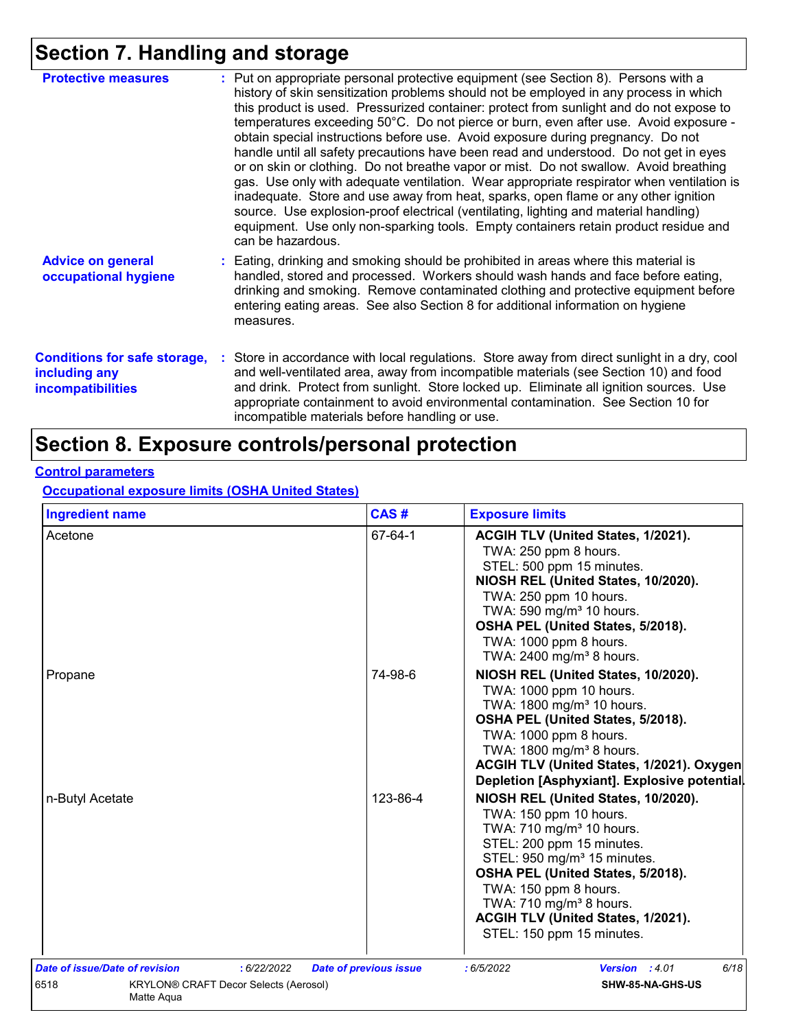## Section 7. Handling and storage

**Protective measures** : Put on appropriate personal protective equipment (see Section 8). Persons with a history of skin sensitization problems should not be employed in any process in which this product is used. Pressurized container: protect from sunlight and do not expose to temperatures exceeding 50°C. Do not pierce or burn, even after use. Avoid exposure - obtain special instructions before use. Avoid exposure during pregnancy. Do not handle until all safety precautions have been read and understood. Do not get in eyes or on skin or clothing. Do not breathe vapor or mist. Do not swallow. Avoid breathing gas. Use only with adequate ventilation. Wear appropriate respirator when ventilation is inadequate. Store and use away from heat, sparks, open flame or any other ignition source. Use explosion-proof electrical (ventilating, lighting and material handling) equipment. Use only non-sparking tools. Empty containers retain product residue and can be hazardous.

**Advice on general occupational hygiene** : Eating, drinking and smoking should be prohibited in areas where this material is handled, stored and processed. Workers should wash hands and face before eating, drinking and smoking. Remove contaminated clothing and protective equipment before entering eating areas. See also Section 8 for additional information on hygiene measures.

**Conditions for safe storage, including any incompatibilities** : Store in accordance with local regulations. Store away from direct sunlight in a dry, cool and well-ventilated area, away from incompatible materials (see Section 10) and food and drink. Protect from sunlight. Store locked up. Eliminate all ignition sources. Use appropriate containment to avoid environmental contamination. See Section 10 for incompatible materials before handling or use.

## Section 8. Exposure controls/personal protection

### Control parameters

#### Occupational exposure limits (OSHA United States)

| Ingredient name | CAS # | Exposure limits |
|---|---|---|
| Acetone | 67-64-1 | **ACGIH TLV (United States, 1/2021).**<br>TWA: 250 ppm 8 hours.<br>STEL: 500 ppm 15 minutes.<br>**NIOSH REL (United States, 10/2020).**<br>TWA: 250 ppm 10 hours.<br>TWA: 590 mg/m³ 10 hours.<br>**OSHA PEL (United States, 5/2018).**<br>TWA: 1000 ppm 8 hours.<br>TWA: 2400 mg/m³ 8 hours. |
| Propane | 74-98-6 | **NIOSH REL (United States, 10/2020).**<br>TWA: 1000 ppm 10 hours.<br>TWA: 1800 mg/m³ 10 hours.<br>**OSHA PEL (United States, 5/2018).**<br>TWA: 1000 ppm 8 hours.<br>TWA: 1800 mg/m³ 8 hours.<br>**ACGIH TLV (United States, 1/2021). Oxygen Depletion [Asphyxiant]. Explosive potential.** |
| n-Butyl Acetate | 123-86-4 | **NIOSH REL (United States, 10/2020).**<br>TWA: 150 ppm 10 hours.<br>TWA: 710 mg/m³ 10 hours.<br>STEL: 200 ppm 15 minutes.<br>STEL: 950 mg/m³ 15 minutes.<br>**OSHA PEL (United States, 5/2018).**<br>TWA: 150 ppm 8 hours.<br>TWA: 710 mg/m³ 8 hours.<br>**ACGIH TLV (United States, 1/2021).**<br>STEL: 150 ppm 15 minutes. |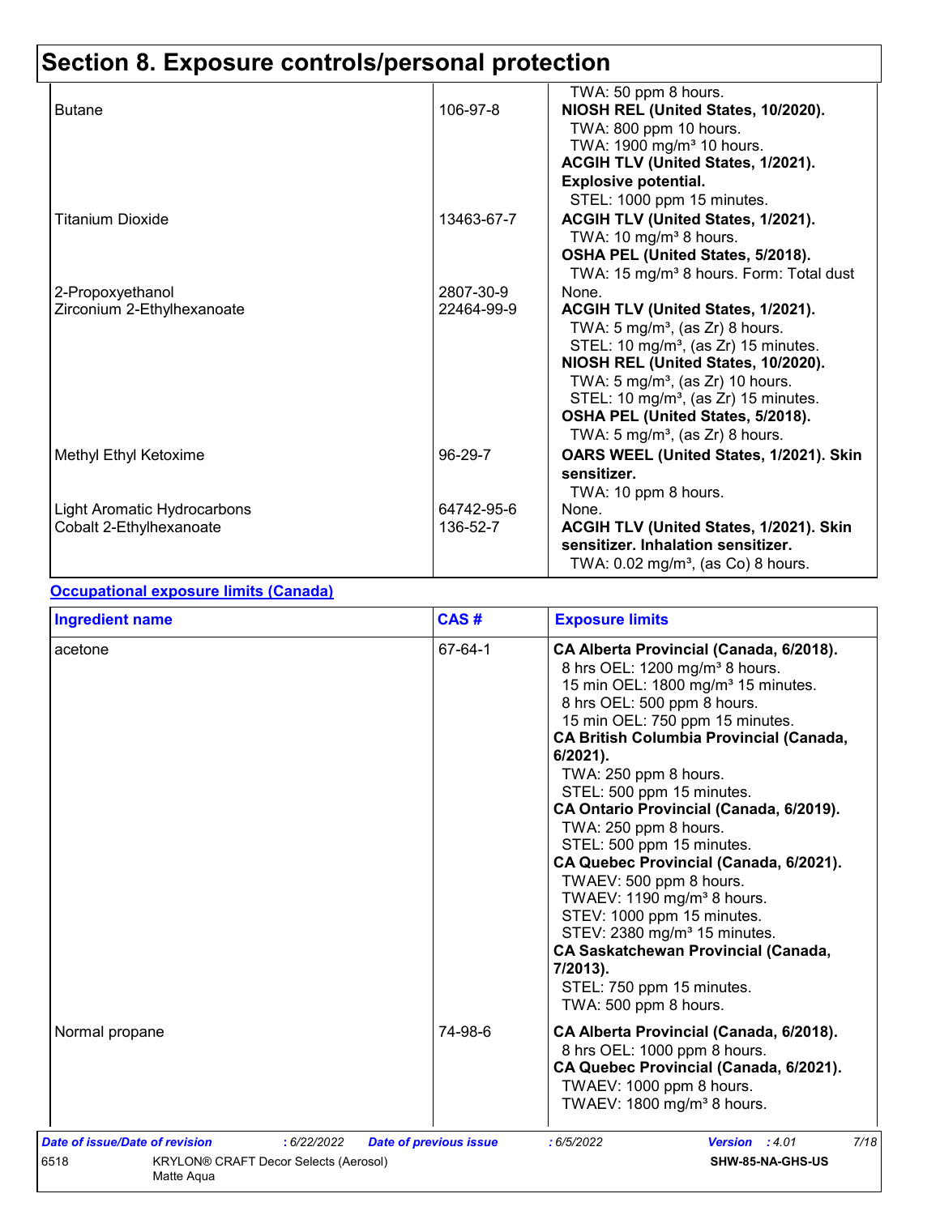# Section 8. Exposure controls/personal protection

| | | |
|---|---|---|
| | | TWA: 50 ppm 8 hours. |
| Butane | 106-97-8 | **NIOSH REL (United States, 10/2020).**<br>TWA: 800 ppm 10 hours.<br>TWA: 1900 mg/m³ 10 hours.<br>**ACGIH TLV (United States, 1/2021).**<br>**Explosive potential.**<br>STEL: 1000 ppm 15 minutes. |
| Titanium Dioxide | 13463-67-7 | **ACGIH TLV (United States, 1/2021).**<br>TWA: 10 mg/m³ 8 hours.<br>**OSHA PEL (United States, 5/2018).**<br>TWA: 15 mg/m³ 8 hours. Form: Total dust |
| 2-Propoxyethanol | 2807-30-9 | None. |
| Zirconium 2-Ethylhexanoate | 22464-99-9 | **ACGIH TLV (United States, 1/2021).**<br>TWA: 5 mg/m³, (as Zr) 8 hours.<br>STEL: 10 mg/m³, (as Zr) 15 minutes.<br>**NIOSH REL (United States, 10/2020).**<br>TWA: 5 mg/m³, (as Zr) 10 hours.<br>STEL: 10 mg/m³, (as Zr) 15 minutes.<br>**OSHA PEL (United States, 5/2018).**<br>TWA: 5 mg/m³, (as Zr) 8 hours. |
| Methyl Ethyl Ketoxime | 96-29-7 | **OARS WEEL (United States, 1/2021). Skin sensitizer.**<br>TWA: 10 ppm 8 hours. |
| Light Aromatic Hydrocarbons | 64742-95-6 | None. |
| Cobalt 2-Ethylhexanoate | 136-52-7 | **ACGIH TLV (United States, 1/2021). Skin sensitizer. Inhalation sensitizer.**<br>TWA: 0.02 mg/m³, (as Co) 8 hours. |

**Occupational exposure limits (Canada)**

| Ingredient name | CAS # | Exposure limits |
|---|---|---|
| acetone | 67-64-1 | **CA Alberta Provincial (Canada, 6/2018).**<br>8 hrs OEL: 1200 mg/m³ 8 hours.<br>15 min OEL: 1800 mg/m³ 15 minutes.<br>8 hrs OEL: 500 ppm 8 hours.<br>15 min OEL: 750 ppm 15 minutes.<br>**CA British Columbia Provincial (Canada, 6/2021).**<br>TWA: 250 ppm 8 hours.<br>STEL: 500 ppm 15 minutes.<br>**CA Ontario Provincial (Canada, 6/2019).**<br>TWA: 250 ppm 8 hours.<br>STEL: 500 ppm 15 minutes.<br>**CA Quebec Provincial (Canada, 6/2021).**<br>TWAEV: 500 ppm 8 hours.<br>TWAEV: 1190 mg/m³ 8 hours.<br>STEV: 1000 ppm 15 minutes.<br>STEV: 2380 mg/m³ 15 minutes.<br>**CA Saskatchewan Provincial (Canada, 7/2013).**<br>STEL: 750 ppm 15 minutes.<br>TWA: 500 ppm 8 hours. |
| Normal propane | 74-98-6 | **CA Alberta Provincial (Canada, 6/2018).**<br>8 hrs OEL: 1000 ppm 8 hours.<br>**CA Quebec Provincial (Canada, 6/2021).**<br>TWAEV: 1000 ppm 8 hours.<br>TWAEV: 1800 mg/m³ 8 hours. |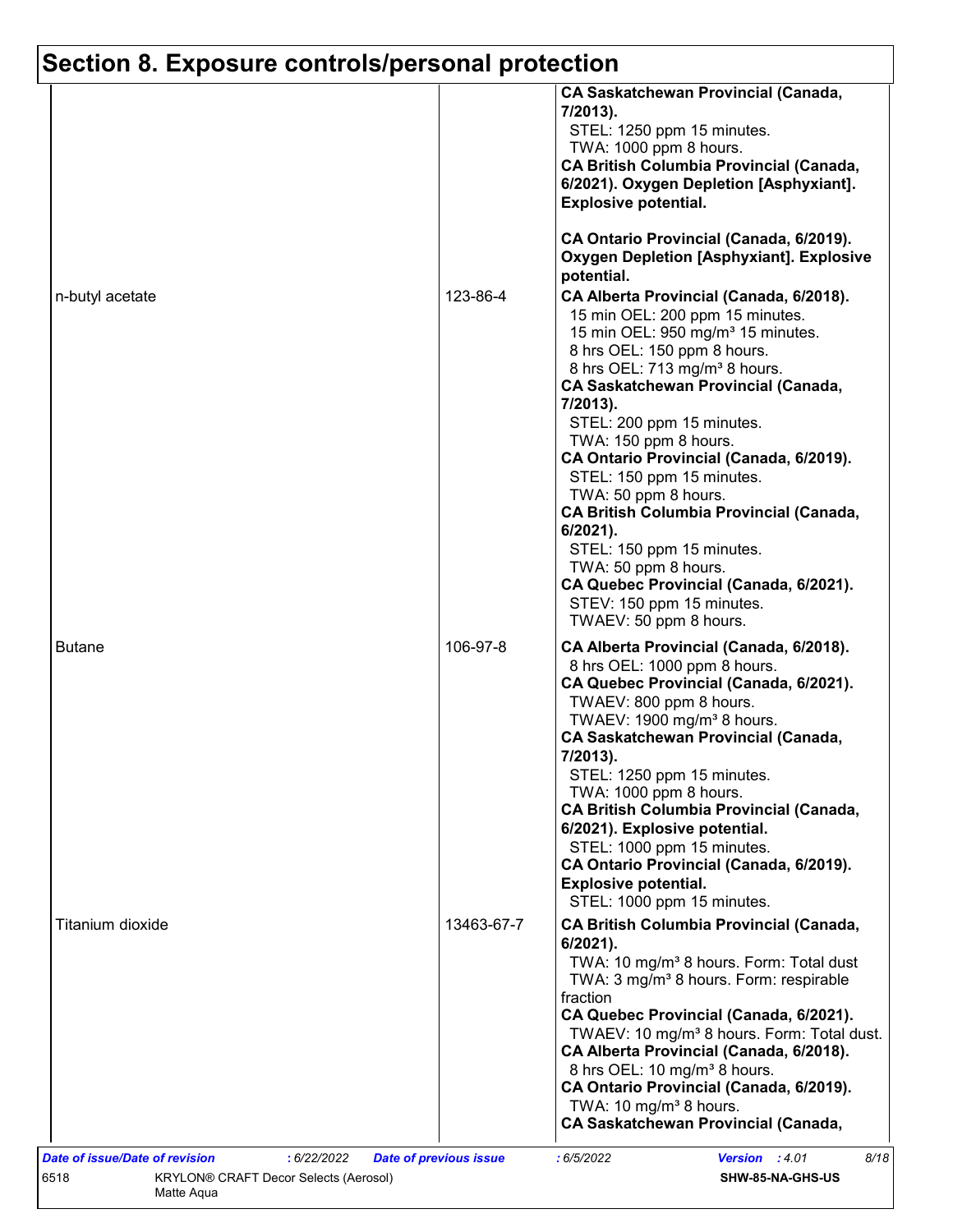# Section 8. Exposure controls/personal protection

| | | |
|---|---|---|
| | | **CA Saskatchewan Provincial (Canada, 7/2013).**<br>STEL: 1250 ppm 15 minutes.<br>TWA: 1000 ppm 8 hours.<br>**CA British Columbia Provincial (Canada, 6/2021). Oxygen Depletion [Asphyxiant]. Explosive potential.**<br><br>**CA Ontario Provincial (Canada, 6/2019). Oxygen Depletion [Asphyxiant]. Explosive potential.** |
| n-butyl acetate | 123-86-4 | **CA Alberta Provincial (Canada, 6/2018).**<br>15 min OEL: 200 ppm 15 minutes.<br>15 min OEL: 950 mg/m³ 15 minutes.<br>8 hrs OEL: 150 ppm 8 hours.<br>8 hrs OEL: 713 mg/m³ 8 hours.<br>**CA Saskatchewan Provincial (Canada, 7/2013).**<br>STEL: 200 ppm 15 minutes.<br>TWA: 150 ppm 8 hours.<br>**CA Ontario Provincial (Canada, 6/2019).**<br>STEL: 150 ppm 15 minutes.<br>TWA: 50 ppm 8 hours.<br>**CA British Columbia Provincial (Canada, 6/2021).**<br>STEL: 150 ppm 15 minutes.<br>TWA: 50 ppm 8 hours.<br>**CA Quebec Provincial (Canada, 6/2021).**<br>STEV: 150 ppm 15 minutes.<br>TWAEV: 50 ppm 8 hours. |
| Butane | 106-97-8 | **CA Alberta Provincial (Canada, 6/2018).**<br>8 hrs OEL: 1000 ppm 8 hours.<br>**CA Quebec Provincial (Canada, 6/2021).**<br>TWAEV: 800 ppm 8 hours.<br>TWAEV: 1900 mg/m³ 8 hours.<br>**CA Saskatchewan Provincial (Canada, 7/2013).**<br>STEL: 1250 ppm 15 minutes.<br>TWA: 1000 ppm 8 hours.<br>**CA British Columbia Provincial (Canada, 6/2021). Explosive potential.**<br>STEL: 1000 ppm 15 minutes.<br>**CA Ontario Provincial (Canada, 6/2019). Explosive potential.**<br>STEL: 1000 ppm 15 minutes. |
| Titanium dioxide | 13463-67-7 | **CA British Columbia Provincial (Canada, 6/2021).**<br>TWA: 10 mg/m³ 8 hours. Form: Total dust<br>TWA: 3 mg/m³ 8 hours. Form: respirable fraction<br>**CA Quebec Provincial (Canada, 6/2021).**<br>TWAEV: 10 mg/m³ 8 hours. Form: Total dust.<br>**CA Alberta Provincial (Canada, 6/2018).**<br>8 hrs OEL: 10 mg/m³ 8 hours.<br>**CA Ontario Provincial (Canada, 6/2019).**<br>TWA: 10 mg/m³ 8 hours.<br>**CA Saskatchewan Provincial (Canada,** |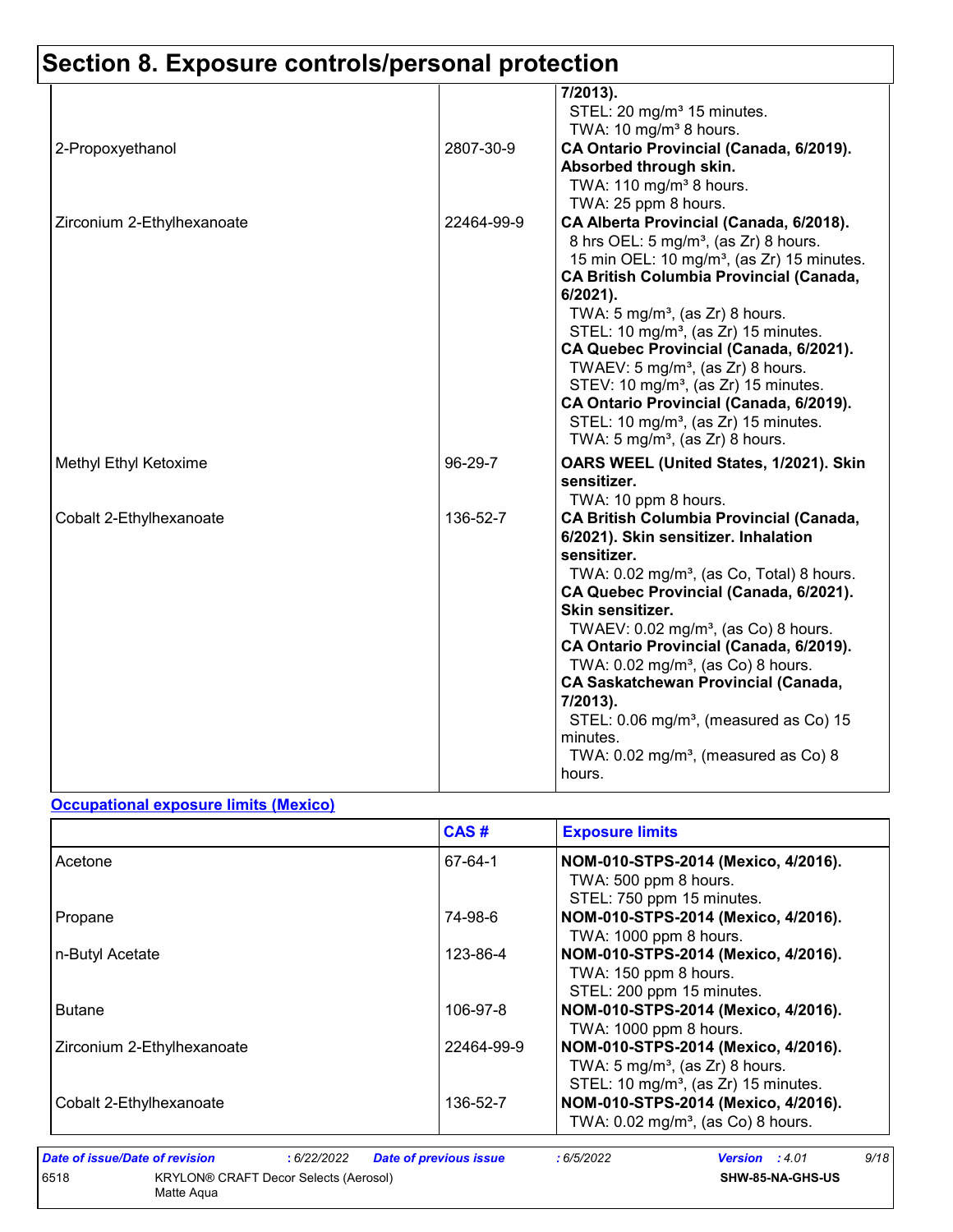# Section 8. Exposure controls/personal protection

| | | |
|---|---|---|
| | | **7/2013).**<br>STEL: 20 mg/m³ 15 minutes.<br>TWA: 10 mg/m³ 8 hours. |
| 2-Propoxyethanol | 2807-30-9 | **CA Ontario Provincial (Canada, 6/2019). Absorbed through skin.**<br>TWA: 110 mg/m³ 8 hours.<br>TWA: 25 ppm 8 hours. |
| Zirconium 2-Ethylhexanoate | 22464-99-9 | **CA Alberta Provincial (Canada, 6/2018).**<br>8 hrs OEL: 5 mg/m³, (as Zr) 8 hours.<br>15 min OEL: 10 mg/m³, (as Zr) 15 minutes.<br>**CA British Columbia Provincial (Canada, 6/2021).**<br>TWA: 5 mg/m³, (as Zr) 8 hours.<br>STEL: 10 mg/m³, (as Zr) 15 minutes.<br>**CA Quebec Provincial (Canada, 6/2021).**<br>TWAEV: 5 mg/m³, (as Zr) 8 hours.<br>STEV: 10 mg/m³, (as Zr) 15 minutes.<br>**CA Ontario Provincial (Canada, 6/2019).**<br>STEL: 10 mg/m³, (as Zr) 15 minutes.<br>TWA: 5 mg/m³, (as Zr) 8 hours. |
| Methyl Ethyl Ketoxime | 96-29-7 | **OARS WEEL (United States, 1/2021). Skin sensitizer.**<br>TWA: 10 ppm 8 hours. |
| Cobalt 2-Ethylhexanoate | 136-52-7 | **CA British Columbia Provincial (Canada, 6/2021). Skin sensitizer. Inhalation sensitizer.**<br>TWA: 0.02 mg/m³, (as Co, Total) 8 hours.<br>**CA Quebec Provincial (Canada, 6/2021). Skin sensitizer.**<br>TWAEV: 0.02 mg/m³, (as Co) 8 hours.<br>**CA Ontario Provincial (Canada, 6/2019).**<br>TWA: 0.02 mg/m³, (as Co) 8 hours.<br>**CA Saskatchewan Provincial (Canada, 7/2013).**<br>STEL: 0.06 mg/m³, (measured as Co) 15 minutes.<br>TWA: 0.02 mg/m³, (measured as Co) 8 hours. |

**Occupational exposure limits (Mexico)**

| | CAS # | Exposure limits |
|---|---|---|
| Acetone | 67-64-1 | **NOM-010-STPS-2014 (Mexico, 4/2016).**<br>TWA: 500 ppm 8 hours.<br>STEL: 750 ppm 15 minutes. |
| Propane | 74-98-6 | **NOM-010-STPS-2014 (Mexico, 4/2016).**<br>TWA: 1000 ppm 8 hours. |
| n-Butyl Acetate | 123-86-4 | **NOM-010-STPS-2014 (Mexico, 4/2016).**<br>TWA: 150 ppm 8 hours.<br>STEL: 200 ppm 15 minutes. |
| Butane | 106-97-8 | **NOM-010-STPS-2014 (Mexico, 4/2016).**<br>TWA: 1000 ppm 8 hours. |
| Zirconium 2-Ethylhexanoate | 22464-99-9 | **NOM-010-STPS-2014 (Mexico, 4/2016).**<br>TWA: 5 mg/m³, (as Zr) 8 hours.<br>STEL: 10 mg/m³, (as Zr) 15 minutes. |
| Cobalt 2-Ethylhexanoate | 136-52-7 | **NOM-010-STPS-2014 (Mexico, 4/2016).**<br>TWA: 0.02 mg/m³, (as Co) 8 hours. |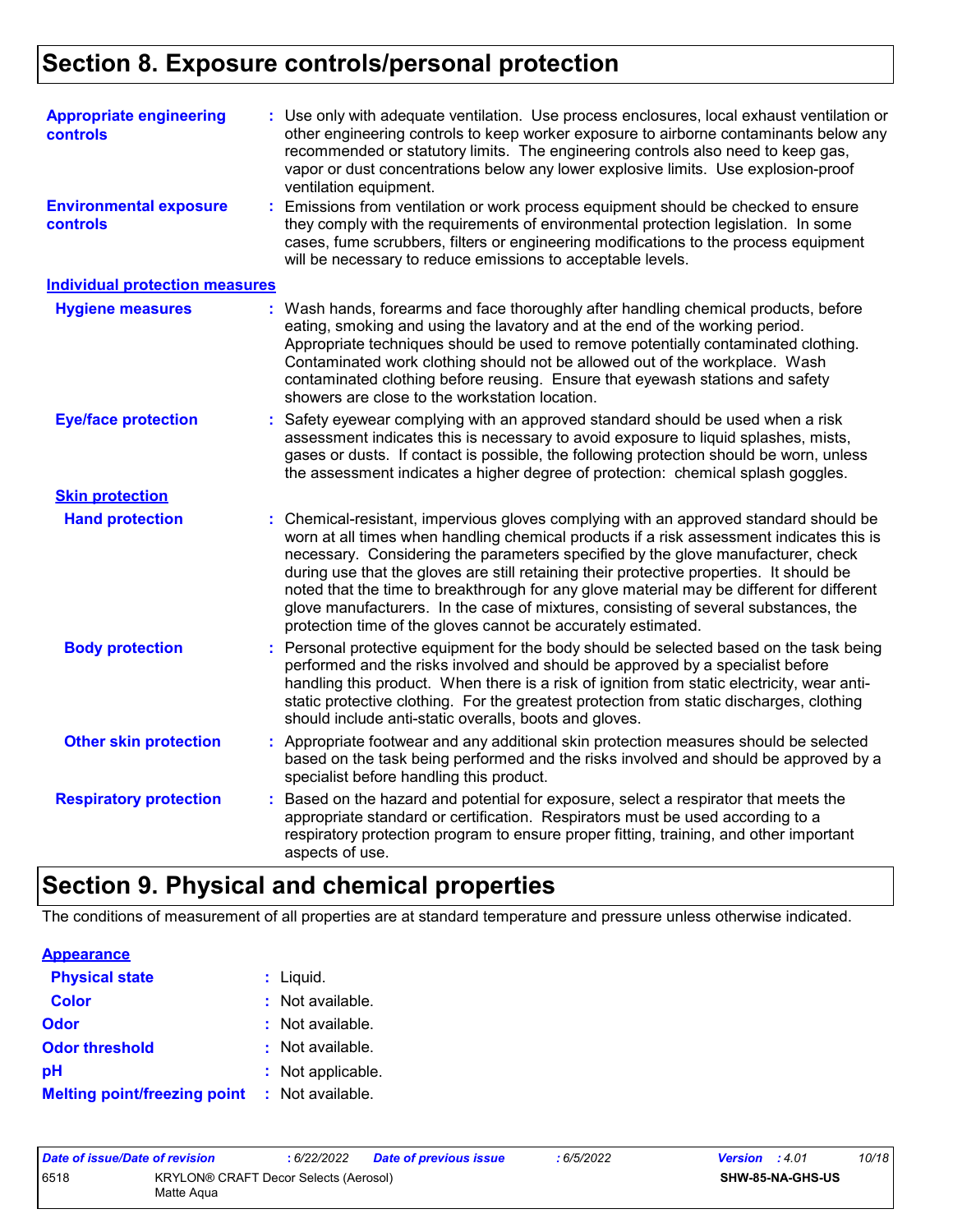# Section 8. Exposure controls/personal protection

**Appropriate engineering controls** : Use only with adequate ventilation. Use process enclosures, local exhaust ventilation or other engineering controls to keep worker exposure to airborne contaminants below any recommended or statutory limits. The engineering controls also need to keep gas, vapor or dust concentrations below any lower explosive limits. Use explosion-proof ventilation equipment.

**Environmental exposure controls** : Emissions from ventilation or work process equipment should be checked to ensure they comply with the requirements of environmental protection legislation. In some cases, fume scrubbers, filters or engineering modifications to the process equipment will be necessary to reduce emissions to acceptable levels.

## Individual protection measures

**Hygiene measures** : Wash hands, forearms and face thoroughly after handling chemical products, before eating, smoking and using the lavatory and at the end of the working period. Appropriate techniques should be used to remove potentially contaminated clothing. Contaminated work clothing should not be allowed out of the workplace. Wash contaminated clothing before reusing. Ensure that eyewash stations and safety showers are close to the workstation location.

**Eye/face protection** : Safety eyewear complying with an approved standard should be used when a risk assessment indicates this is necessary to avoid exposure to liquid splashes, mists, gases or dusts. If contact is possible, the following protection should be worn, unless the assessment indicates a higher degree of protection: chemical splash goggles.

### Skin protection

**Hand protection** : Chemical-resistant, impervious gloves complying with an approved standard should be worn at all times when handling chemical products if a risk assessment indicates this is necessary. Considering the parameters specified by the glove manufacturer, check during use that the gloves are still retaining their protective properties. It should be noted that the time to breakthrough for any glove material may be different for different glove manufacturers. In the case of mixtures, consisting of several substances, the protection time of the gloves cannot be accurately estimated.

**Body protection** : Personal protective equipment for the body should be selected based on the task being performed and the risks involved and should be approved by a specialist before handling this product. When there is a risk of ignition from static electricity, wear anti-static protective clothing. For the greatest protection from static discharges, clothing should include anti-static overalls, boots and gloves.

**Other skin protection** : Appropriate footwear and any additional skin protection measures should be selected based on the task being performed and the risks involved and should be approved by a specialist before handling this product.

**Respiratory protection** : Based on the hazard and potential for exposure, select a respirator that meets the appropriate standard or certification. Respirators must be used according to a respiratory protection program to ensure proper fitting, training, and other important aspects of use.

# Section 9. Physical and chemical properties

The conditions of measurement of all properties are at standard temperature and pressure unless otherwise indicated.

## Appearance

**Physical state** : Liquid.

**Color** : Not available.

**Odor** : Not available.

**Odor threshold** : Not available.

**pH** : Not applicable.

**Melting point/freezing point** : Not available.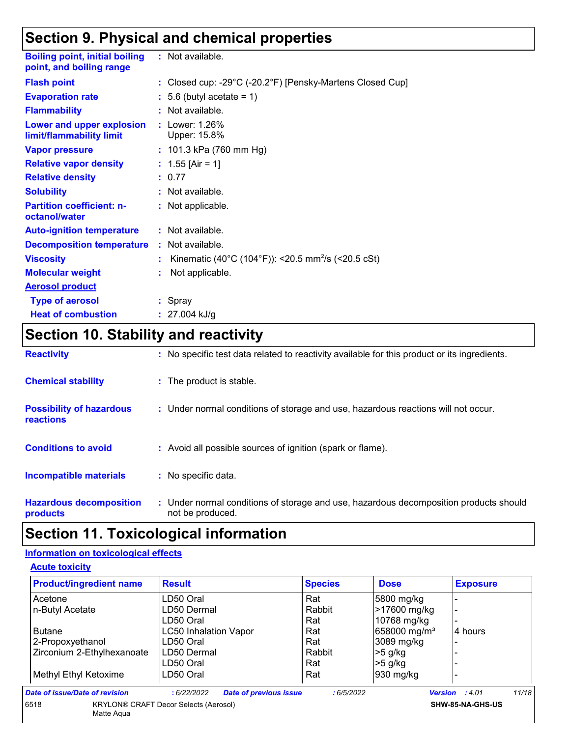## Section 9. Physical and chemical properties

| | |
|---|---|
| **Boiling point, initial boiling point, and boiling range** | : Not available. |
| **Flash point** | : Closed cup: -29°C (-20.2°F) [Pensky-Martens Closed Cup] |
| **Evaporation rate** | : 5.6 (butyl acetate = 1) |
| **Flammability** | : Not available. |
| **Lower and upper explosion limit/flammability limit** | : Lower: 1.26%<br>Upper: 15.8% |
| **Vapor pressure** | : 101.3 kPa (760 mm Hg) |
| **Relative vapor density** | : 1.55 [Air = 1] |
| **Relative density** | : 0.77 |
| **Solubility** | : Not available. |
| **Partition coefficient: n-octanol/water** | : Not applicable. |
| **Auto-ignition temperature** | : Not available. |
| **Decomposition temperature** | : Not available. |
| **Viscosity** | : Kinematic (40°C (104°F)): <20.5 $mm^2/s$ (<20.5 cSt) |
| **Molecular weight** | : Not applicable. |
| **Aerosol product** | |
| **Type of aerosol** | : Spray |
| **Heat of combustion** | : 27.004 kJ/g |

## Section 10. Stability and reactivity

| | |
|---|---|
| **Reactivity** | : No specific test data related to reactivity available for this product or its ingredients. |
| **Chemical stability** | : The product is stable. |
| **Possibility of hazardous reactions** | : Under normal conditions of storage and use, hazardous reactions will not occur. |
| **Conditions to avoid** | : Avoid all possible sources of ignition (spark or flame). |
| **Incompatible materials** | : No specific data. |
| **Hazardous decomposition products** | : Under normal conditions of storage and use, hazardous decomposition products should not be produced. |

## Section 11. Toxicological information

### Information on toxicological effects

#### Acute toxicity

| Product/ingredient name | Result | Species | Dose | Exposure |
|---|---|---|---|---|
| Acetone | LD50 Oral | Rat | 5800 mg/kg | - |
| n-Butyl Acetate | LD50 Dermal | Rabbit | >17600 mg/kg | - |
| | LD50 Oral | Rat | 10768 mg/kg | - |
| Butane | LC50 Inhalation Vapor | Rat | 658000 $mg/m^3$ | 4 hours |
| 2-Propoxyethanol | LD50 Oral | Rat | 3089 mg/kg | - |
| Zirconium 2-Ethylhexanoate | LD50 Dermal | Rabbit | >5 g/kg | - |
| | LD50 Oral | Rat | >5 g/kg | - |
| Methyl Ethyl Ketoxime | LD50 Oral | Rat | 930 mg/kg | - |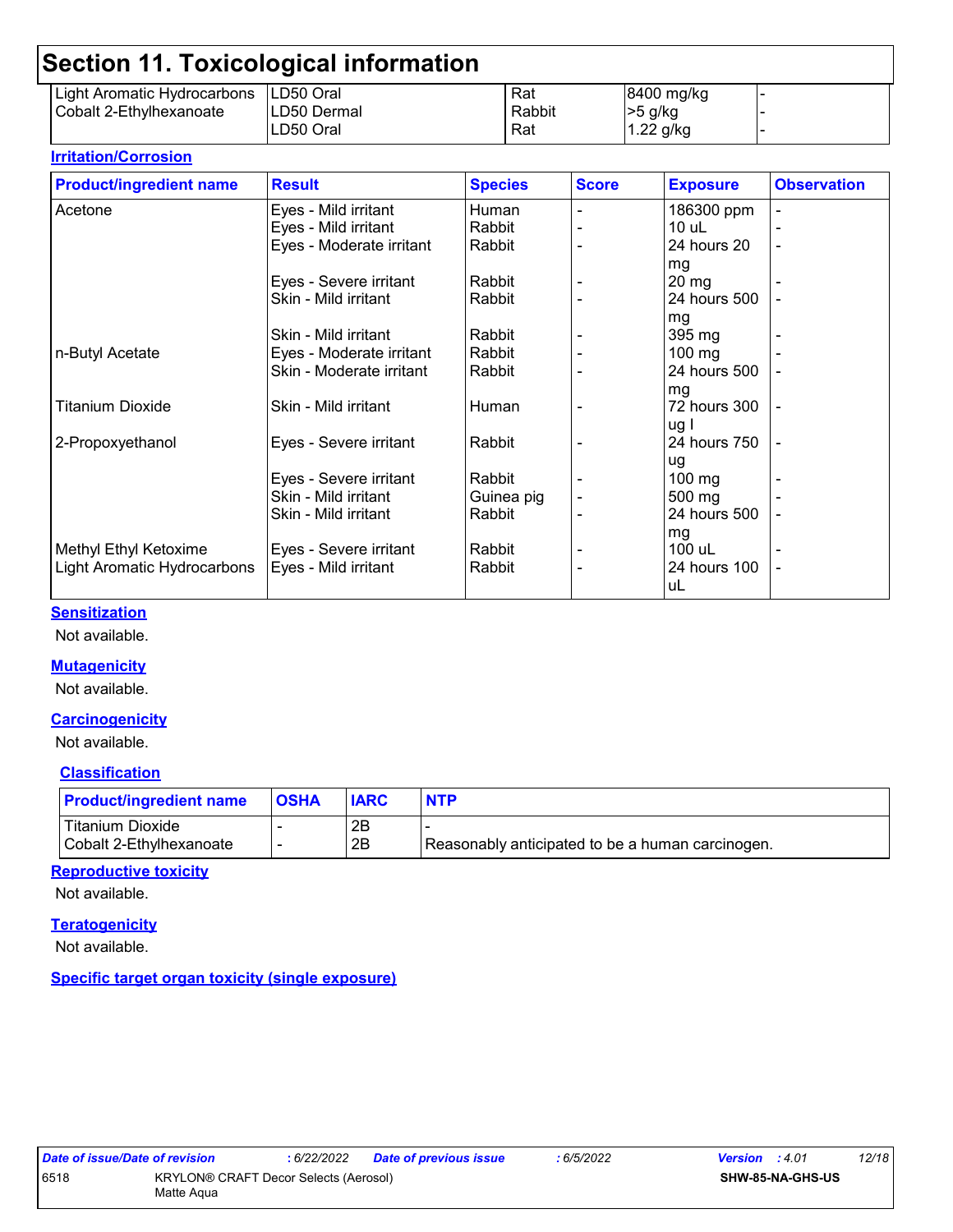## Section 11. Toxicological information

| | | | | |
|---|---|---|---|---|
| Light Aromatic Hydrocarbons | LD50 Oral | Rat | 8400 mg/kg | - |
| Cobalt 2-Ethylhexanoate | LD50 Dermal | Rabbit | >5 g/kg | - |
| | LD50 Oral | Rat | 1.22 g/kg | - |

### Irritation/Corrosion

| Product/ingredient name | Result | Species | Score | Exposure | Observation |
|---|---|---|---|---|---|
| Acetone | Eyes - Mild irritant | Human | - | 186300 ppm | - |
| | Eyes - Mild irritant | Rabbit | - | 10 uL | - |
| | Eyes - Moderate irritant | Rabbit | - | 24 hours 20 mg | - |
| | Eyes - Severe irritant | Rabbit | - | 20 mg | - |
| | Skin - Mild irritant | Rabbit | - | 24 hours 500 mg | - |
| | Skin - Mild irritant | Rabbit | - | 395 mg | - |
| n-Butyl Acetate | Eyes - Moderate irritant | Rabbit | - | 100 mg | - |
| | Skin - Moderate irritant | Rabbit | - | 24 hours 500 mg | - |
| Titanium Dioxide | Skin - Mild irritant | Human | - | 72 hours 300 ug I | - |
| 2-Propoxyethanol | Eyes - Severe irritant | Rabbit | - | 24 hours 750 ug | - |
| | Eyes - Severe irritant | Rabbit | - | 100 mg | - |
| | Skin - Mild irritant | Guinea pig | - | 500 mg | - |
| | Skin - Mild irritant | Rabbit | - | 24 hours 500 mg | - |
| Methyl Ethyl Ketoxime | Eyes - Severe irritant | Rabbit | - | 100 uL | - |
| Light Aromatic Hydrocarbons | Eyes - Mild irritant | Rabbit | - | 24 hours 100 uL | - |

### Sensitization

Not available.

### Mutagenicity

Not available.

### Carcinogenicity

Not available.

### Classification

| Product/ingredient name | OSHA | IARC | NTP |
|---|---|---|---|
| Titanium Dioxide | - | 2B | - |
| Cobalt 2-Ethylhexanoate | - | 2B | Reasonably anticipated to be a human carcinogen. |

### Reproductive toxicity

Not available.

### Teratogenicity

Not available.

### Specific target organ toxicity (single exposure)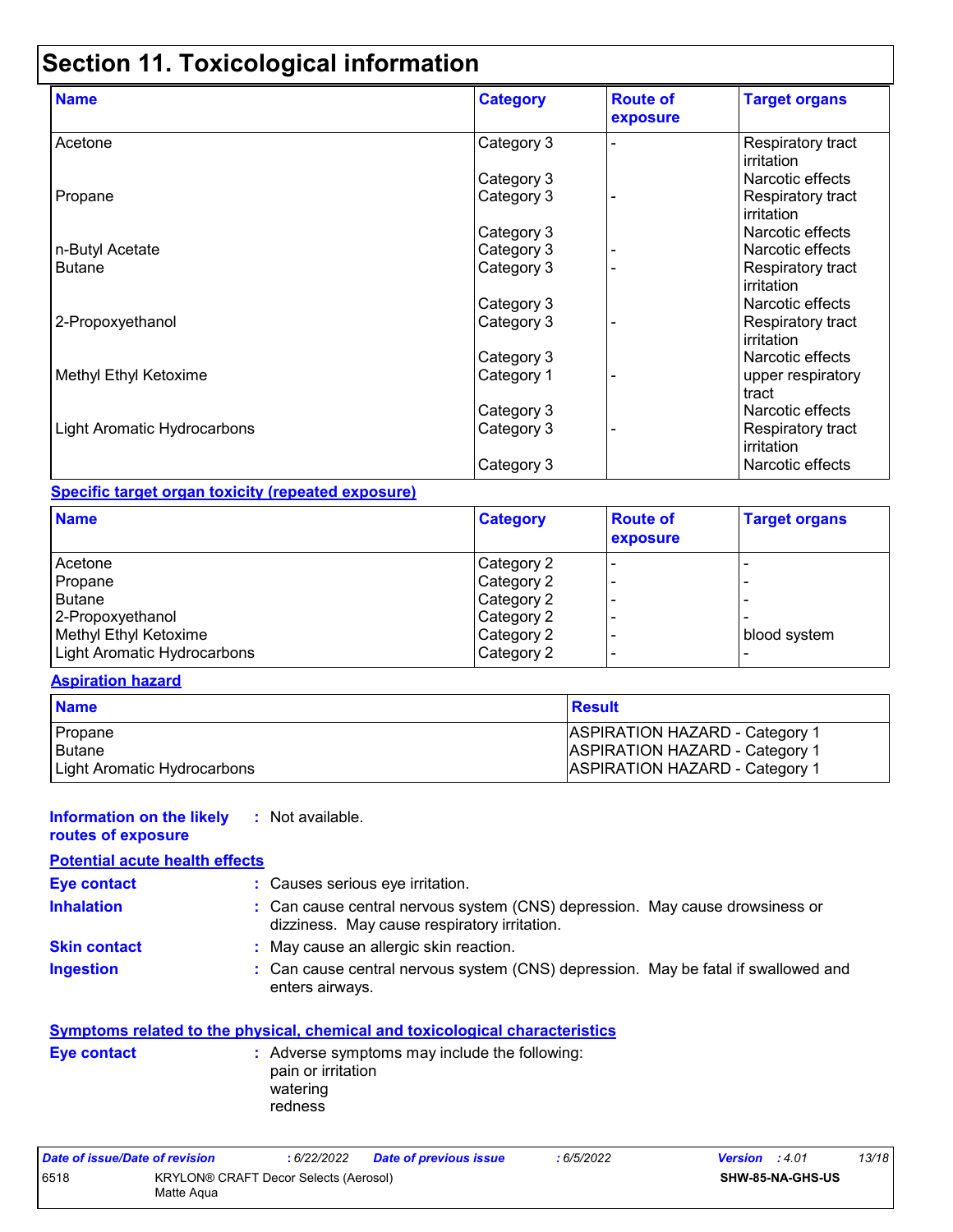# Section 11. Toxicological information

| Name | Category | Route of exposure | Target organs |
|---|---|---|---|
| Acetone | Category 3 | - | Respiratory tract irritation |
| | Category 3 | | Narcotic effects |
| Propane | Category 3 | - | Respiratory tract irritation |
| | Category 3 | | Narcotic effects |
| n-Butyl Acetate | Category 3 | - | Narcotic effects |
| Butane | Category 3 | - | Respiratory tract irritation |
| | Category 3 | | Narcotic effects |
| 2-Propoxyethanol | Category 3 | - | Respiratory tract irritation |
| | Category 3 | | Narcotic effects |
| Methyl Ethyl Ketoxime | Category 1 | - | upper respiratory tract |
| | Category 3 | | Narcotic effects |
| Light Aromatic Hydrocarbons | Category 3 | - | Respiratory tract irritation |
| | Category 3 | | Narcotic effects |

**Specific target organ toxicity (repeated exposure)**

| Name | Category | Route of exposure | Target organs |
|---|---|---|---|
| Acetone | Category 2 | - | - |
| Propane | Category 2 | - | - |
| Butane | Category 2 | - | - |
| 2-Propoxyethanol | Category 2 | - | - |
| Methyl Ethyl Ketoxime | Category 2 | - | blood system |
| Light Aromatic Hydrocarbons | Category 2 | - | - |

**Aspiration hazard**

| Name | Result |
|---|---|
| Propane | ASPIRATION HAZARD - Category 1 |
| Butane | ASPIRATION HAZARD - Category 1 |
| Light Aromatic Hydrocarbons | ASPIRATION HAZARD - Category 1 |

**Information on the likely routes of exposure** : Not available.

**Potential acute health effects**

**Eye contact** : Causes serious eye irritation.

**Inhalation** : Can cause central nervous system (CNS) depression. May cause drowsiness or dizziness. May cause respiratory irritation.

**Skin contact** : May cause an allergic skin reaction.

**Ingestion** : Can cause central nervous system (CNS) depression. May be fatal if swallowed and enters airways.

**Symptoms related to the physical, chemical and toxicological characteristics**

**Eye contact** : Adverse symptoms may include the following:
pain or irritation
watering
redness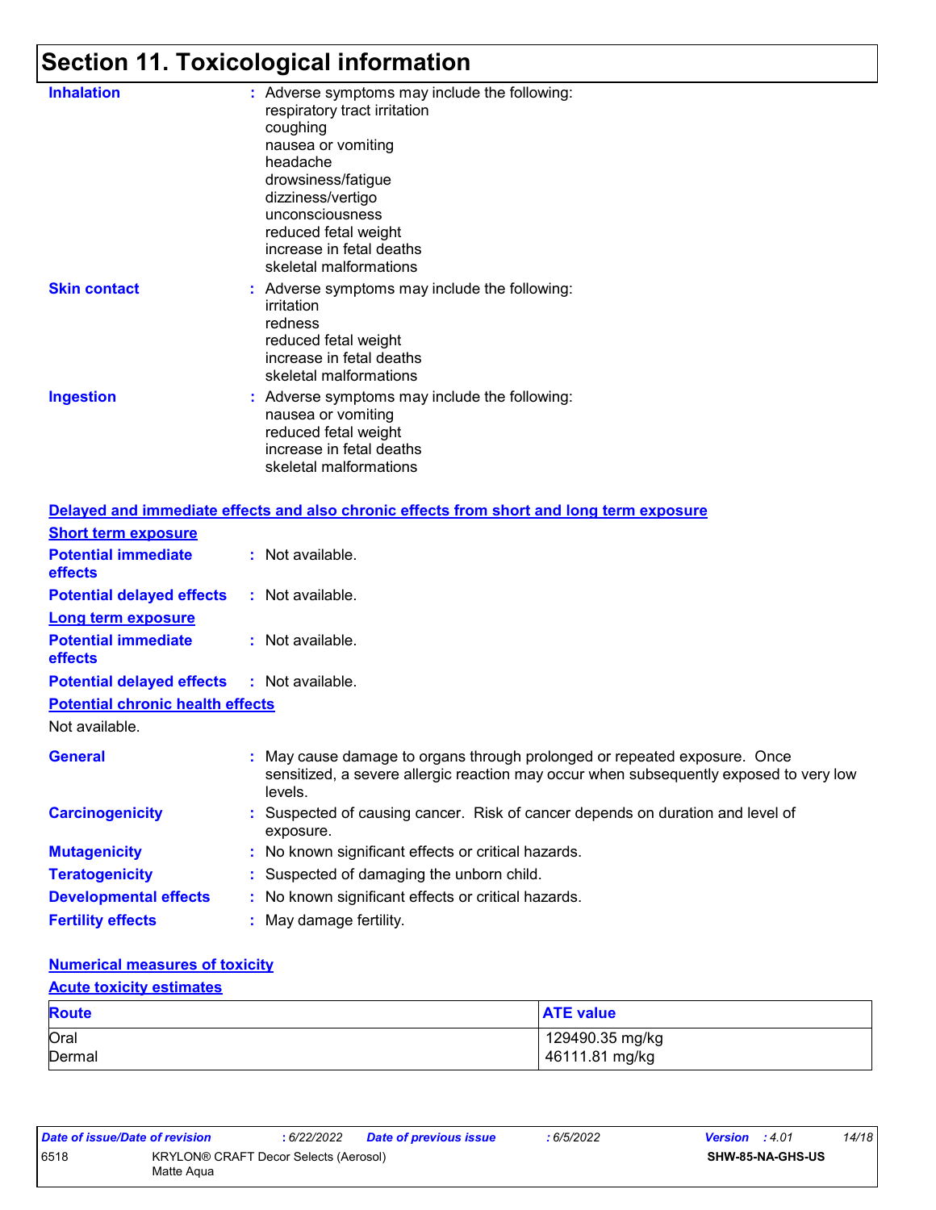# Section 11. Toxicological information

**Inhalation** : Adverse symptoms may include the following:
respiratory tract irritation
coughing
nausea or vomiting
headache
drowsiness/fatigue
dizziness/vertigo
unconsciousness
reduced fetal weight
increase in fetal deaths
skeletal malformations

**Skin contact** : Adverse symptoms may include the following:
irritation
redness
reduced fetal weight
increase in fetal deaths
skeletal malformations

**Ingestion** : Adverse symptoms may include the following:
nausea or vomiting
reduced fetal weight
increase in fetal deaths
skeletal malformations

**Delayed and immediate effects and also chronic effects from short and long term exposure**

**Short term exposure**

**Potential immediate effects** : Not available.

**Potential delayed effects** : Not available.

**Long term exposure**

**Potential immediate effects** : Not available.

**Potential delayed effects** : Not available.

**Potential chronic health effects**

Not available.

**General** : May cause damage to organs through prolonged or repeated exposure. Once sensitized, a severe allergic reaction may occur when subsequently exposed to very low levels.

**Carcinogenicity** : Suspected of causing cancer. Risk of cancer depends on duration and level of exposure.

**Mutagenicity** : No known significant effects or critical hazards.

**Teratogenicity** : Suspected of damaging the unborn child.

**Developmental effects** : No known significant effects or critical hazards.

**Fertility effects** : May damage fertility.

**Numerical measures of toxicity**

**Acute toxicity estimates**

| Route | ATE value |
| --- | --- |
| Oral | 129490.35 mg/kg |
| Dermal | 46111.81 mg/kg |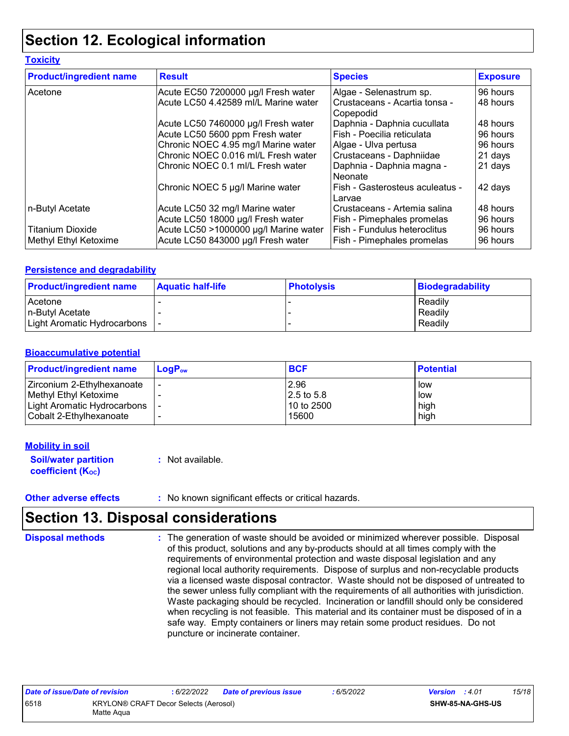# Section 12. Ecological information

**Toxicity**

| Product/ingredient name | Result | Species | Exposure |
|---|---|---|---|
| Acetone | Acute EC50 7200000 µg/l Fresh water | Algae - Selenastrum sp. | 96 hours |
| | Acute LC50 4.42589 ml/L Marine water | Crustaceans - Acartia tonsa - Copepodid | 48 hours |
| | Acute LC50 7460000 µg/l Fresh water | Daphnia - Daphnia cucullata | 48 hours |
| | Acute LC50 5600 ppm Fresh water | Fish - Poecilia reticulata | 96 hours |
| | Chronic NOEC 4.95 mg/l Marine water | Algae - Ulva pertusa | 96 hours |
| | Chronic NOEC 0.016 ml/L Fresh water | Crustaceans - Daphniidae | 21 days |
| | Chronic NOEC 0.1 ml/L Fresh water | Daphnia - Daphnia magna - Neonate | 21 days |
| | Chronic NOEC 5 µg/l Marine water | Fish - Gasterosteus aculeatus - Larvae | 42 days |
| n-Butyl Acetate | Acute LC50 32 mg/l Marine water | Crustaceans - Artemia salina | 48 hours |
| | Acute LC50 18000 µg/l Fresh water | Fish - Pimephales promelas | 96 hours |
| Titanium Dioxide | Acute LC50 >1000000 µg/l Marine water | Fish - Fundulus heteroclitus | 96 hours |
| Methyl Ethyl Ketoxime | Acute LC50 843000 µg/l Fresh water | Fish - Pimephales promelas | 96 hours |

**Persistence and degradability**

| Product/ingredient name | Aquatic half-life | Photolysis | Biodegradability |
|---|---|---|---|
| Acetone | - | - | Readily |
| n-Butyl Acetate | - | - | Readily |
| Light Aromatic Hydrocarbons | - | - | Readily |

**Bioaccumulative potential**

| Product/ingredient name | $LogP_{ow}$ | BCF | Potential |
|---|---|---|---|
| Zirconium 2-Ethylhexanoate | - | 2.96 | low |
| Methyl Ethyl Ketoxime | - | 2.5 to 5.8 | low |
| Light Aromatic Hydrocarbons | - | 10 to 2500 | high |
| Cobalt 2-Ethylhexanoate | - | 15600 | high |

**Mobility in soil**

**Soil/water partition coefficient ($K_{OC}$)** : Not available.

**Other adverse effects** : No known significant effects or critical hazards.

# Section 13. Disposal considerations

**Disposal methods** : The generation of waste should be avoided or minimized wherever possible. Disposal of this product, solutions and any by-products should at all times comply with the requirements of environmental protection and waste disposal legislation and any regional local authority requirements. Dispose of surplus and non-recyclable products via a licensed waste disposal contractor. Waste should not be disposed of untreated to the sewer unless fully compliant with the requirements of all authorities with jurisdiction. Waste packaging should be recycled. Incineration or landfill should only be considered when recycling is not feasible. This material and its container must be disposed of in a safe way. Empty containers or liners may retain some product residues. Do not puncture or incinerate container.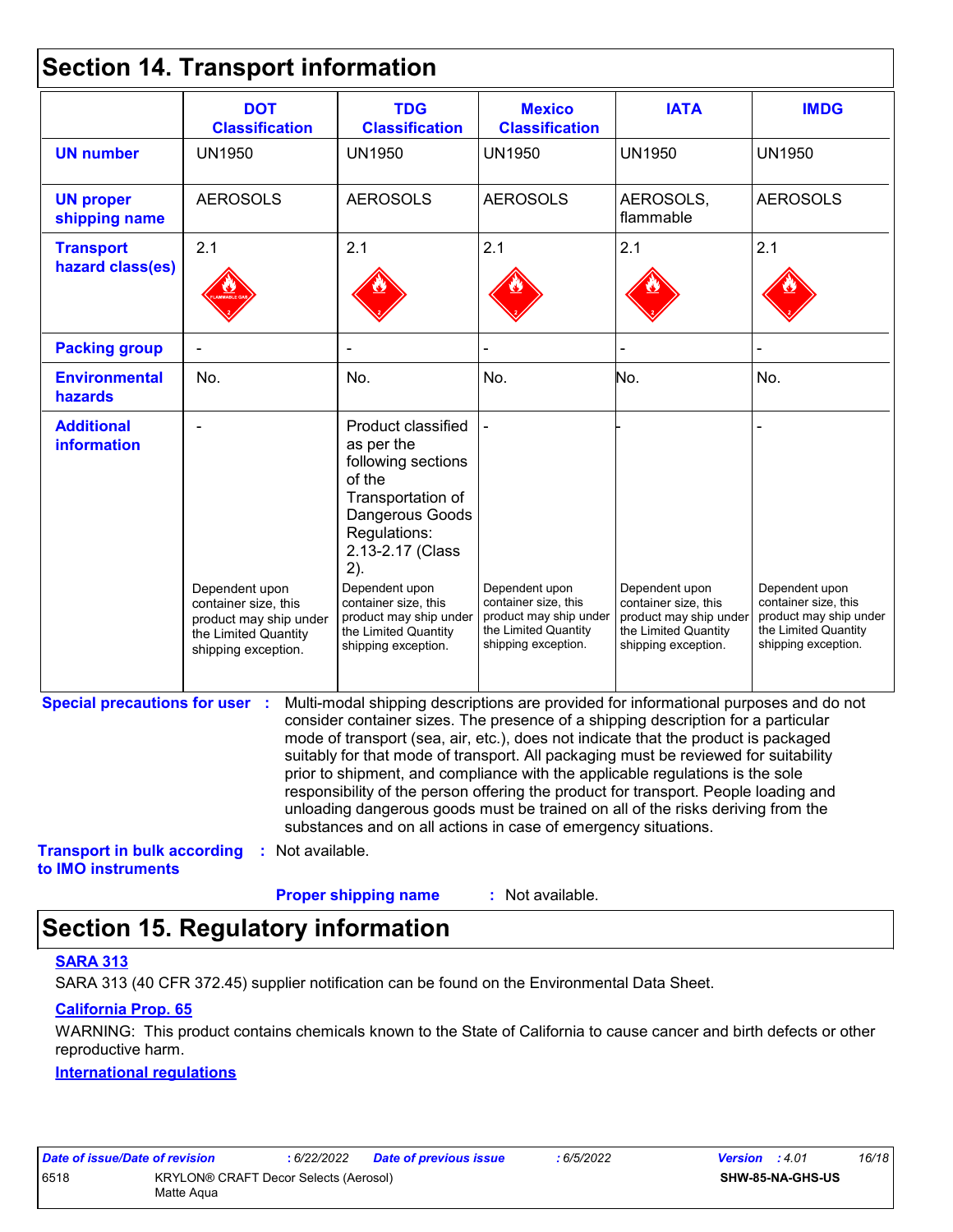## Section 14. Transport information

| | DOT Classification | TDG Classification | Mexico Classification | IATA | IMDG |
|---|---|---|---|---|---|
| **UN number** | UN1950 | UN1950 | UN1950 | UN1950 | UN1950 |
| **UN proper shipping name** | AEROSOLS | AEROSOLS | AEROSOLS | AEROSOLS, flammable | AEROSOLS |
| **Transport hazard class(es)** | 2.1 | 2.1 | 2.1 | 2.1 | 2.1 |
| **Packing group** | - | - | - | - | - |
| **Environmental hazards** | No. | No. | No. | No. | No. |
| **Additional information** | - Dependent upon container size, this product may ship under the Limited Quantity shipping exception. | Product classified as per the following sections of the Transportation of Dangerous Goods Regulations: 2.13-2.17 (Class 2). Dependent upon container size, this product may ship under the Limited Quantity shipping exception. | - Dependent upon container size, this product may ship under the Limited Quantity shipping exception. | - Dependent upon container size, this product may ship under the Limited Quantity shipping exception. | - Dependent upon container size, this product may ship under the Limited Quantity shipping exception. |

**Special precautions for user** : Multi-modal shipping descriptions are provided for informational purposes and do not consider container sizes. The presence of a shipping description for a particular mode of transport (sea, air, etc.), does not indicate that the product is packaged suitably for that mode of transport. All packaging must be reviewed for suitability prior to shipment, and compliance with the applicable regulations is the sole responsibility of the person offering the product for transport. People loading and unloading dangerous goods must be trained on all of the risks deriving from the substances and on all actions in case of emergency situations.

**Transport in bulk according to IMO instruments** : Not available.

**Proper shipping name** : Not available.

## Section 15. Regulatory information

### SARA 313

SARA 313 (40 CFR 372.45) supplier notification can be found on the Environmental Data Sheet.

### California Prop. 65

WARNING: This product contains chemicals known to the State of California to cause cancer and birth defects or other reproductive harm.

### International regulations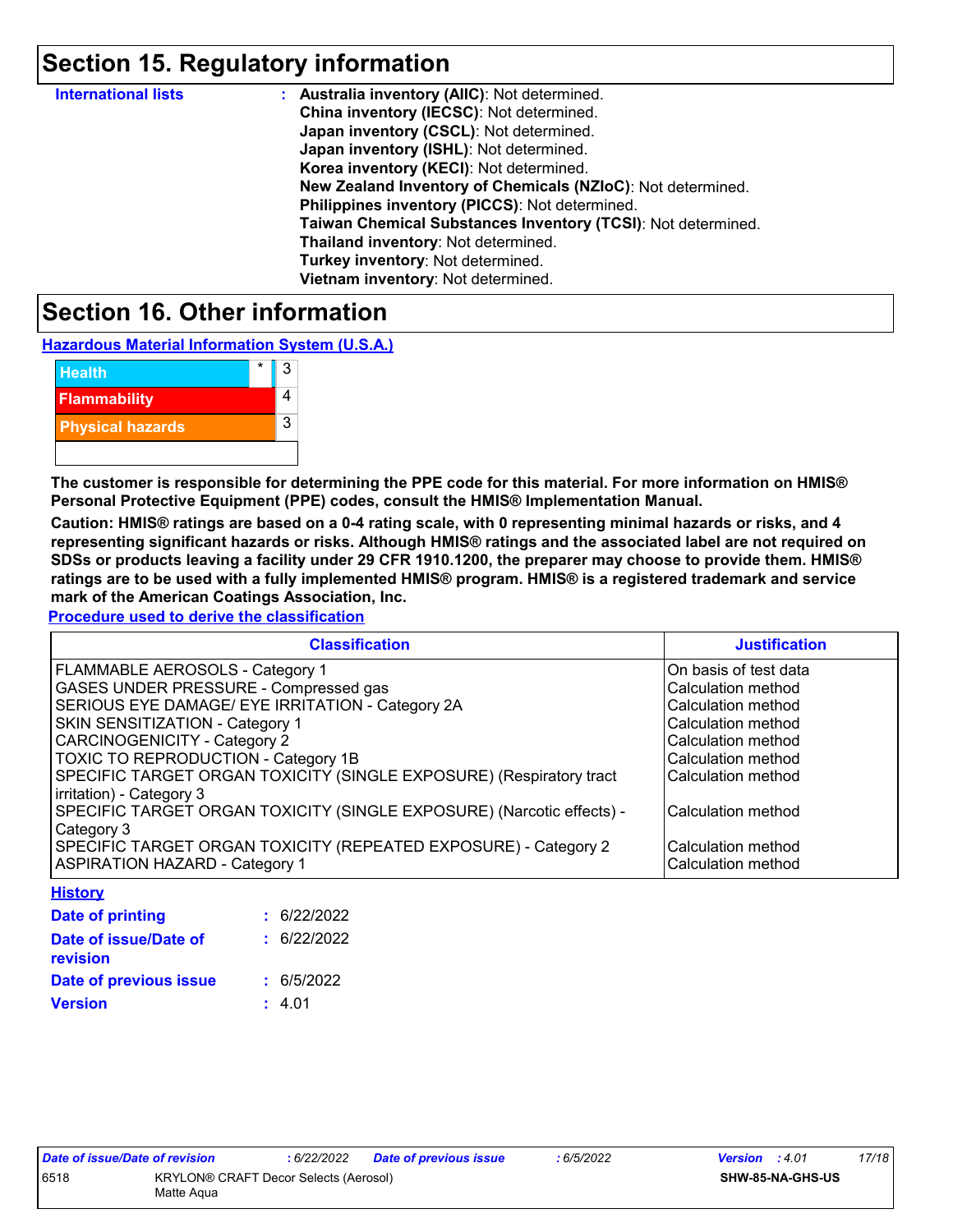## Section 15. Regulatory information

**International lists** : **Australia inventory (AIIC)**: Not determined.
**China inventory (IECSC)**: Not determined.
**Japan inventory (CSCL)**: Not determined.
**Japan inventory (ISHL)**: Not determined.
**Korea inventory (KECI)**: Not determined.
**New Zealand Inventory of Chemicals (NZIoC)**: Not determined.
**Philippines inventory (PICCS)**: Not determined.
**Taiwan Chemical Substances Inventory (TCSI)**: Not determined.
**Thailand inventory**: Not determined.
**Turkey inventory**: Not determined.
**Vietnam inventory**: Not determined.

## Section 16. Other information

**Hazardous Material Information System (U.S.A.)**

| | | |
|---|---|---|
| Health | * | 3 |
| Flammability | | 4 |
| Physical hazards | | 3 |
| | | |

**The customer is responsible for determining the PPE code for this material. For more information on HMIS® Personal Protective Equipment (PPE) codes, consult the HMIS® Implementation Manual.**

**Caution: HMIS® ratings are based on a 0-4 rating scale, with 0 representing minimal hazards or risks, and 4 representing significant hazards or risks. Although HMIS® ratings and the associated label are not required on SDSs or products leaving a facility under 29 CFR 1910.1200, the preparer may choose to provide them. HMIS® ratings are to be used with a fully implemented HMIS® program. HMIS® is a registered trademark and service mark of the American Coatings Association, Inc.**

**Procedure used to derive the classification**

| Classification | Justification |
|---|---|
| FLAMMABLE AEROSOLS - Category 1 | On basis of test data |
| GASES UNDER PRESSURE - Compressed gas | Calculation method |
| SERIOUS EYE DAMAGE/ EYE IRRITATION - Category 2A | Calculation method |
| SKIN SENSITIZATION - Category 1 | Calculation method |
| CARCINOGENICITY - Category 2 | Calculation method |
| TOXIC TO REPRODUCTION - Category 1B | Calculation method |
| SPECIFIC TARGET ORGAN TOXICITY (SINGLE EXPOSURE) (Respiratory tract irritation) - Category 3 | Calculation method |
| SPECIFIC TARGET ORGAN TOXICITY (SINGLE EXPOSURE) (Narcotic effects) - Category 3 | Calculation method |
| SPECIFIC TARGET ORGAN TOXICITY (REPEATED EXPOSURE) - Category 2 | Calculation method |
| ASPIRATION HAZARD - Category 1 | Calculation method |

**History**

**Date of printing** : 6/22/2022

**Date of issue/Date of revision** : 6/22/2022

**Date of previous issue** : 6/5/2022

**Version** : 4.01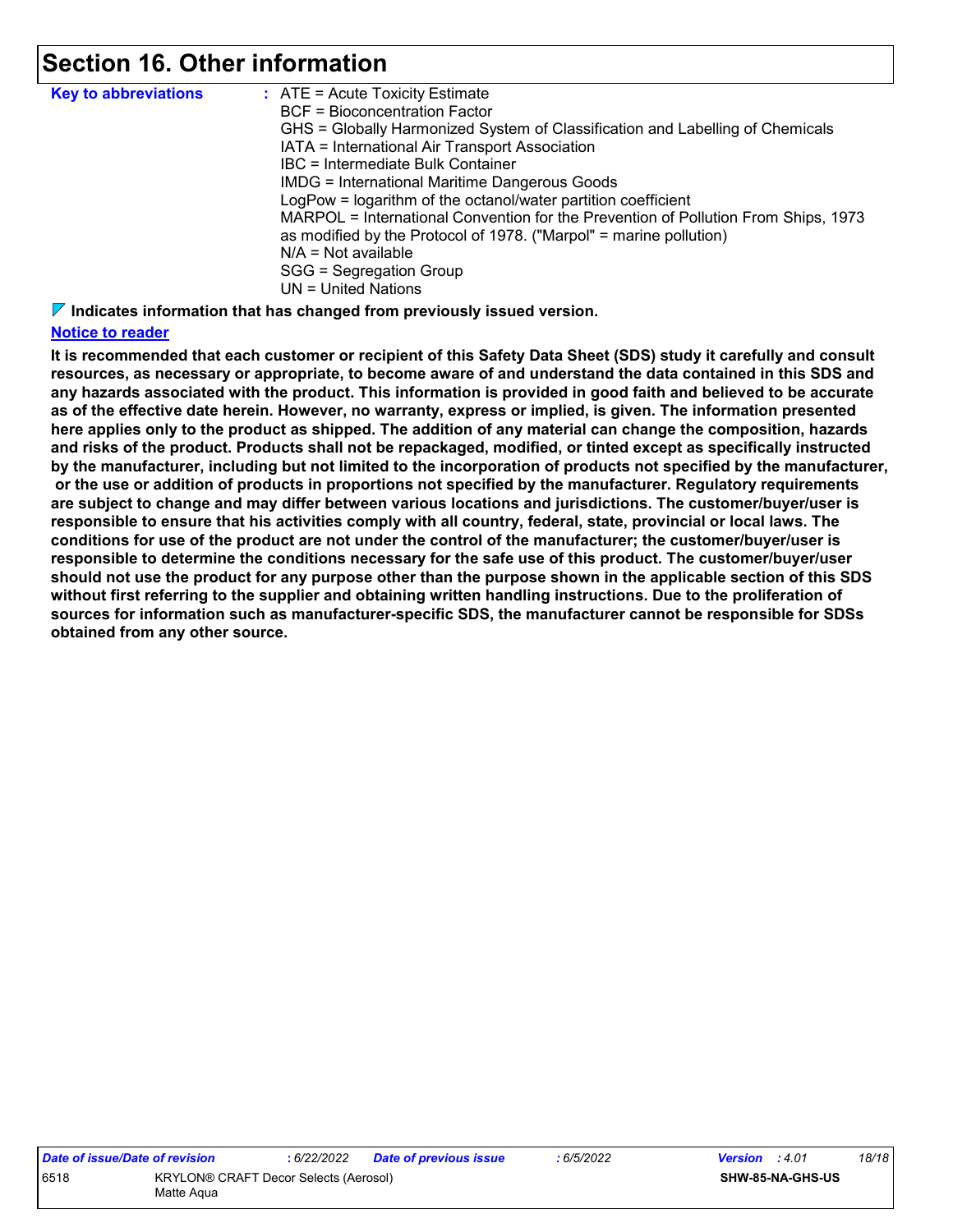# Section 16. Other information

**Key to abbreviations** : ATE = Acute Toxicity Estimate
BCF = Bioconcentration Factor
GHS = Globally Harmonized System of Classification and Labelling of Chemicals
IATA = International Air Transport Association
IBC = Intermediate Bulk Container
IMDG = International Maritime Dangerous Goods
LogPow = logarithm of the octanol/water partition coefficient
MARPOL = International Convention for the Prevention of Pollution From Ships, 1973 as modified by the Protocol of 1978. ("Marpol" = marine pollution)
N/A = Not available
SGG = Segregation Group
UN = United Nations

**Indicates information that has changed from previously issued version.**

**Notice to reader**

**It is recommended that each customer or recipient of this Safety Data Sheet (SDS) study it carefully and consult resources, as necessary or appropriate, to become aware of and understand the data contained in this SDS and any hazards associated with the product. This information is provided in good faith and believed to be accurate as of the effective date herein. However, no warranty, express or implied, is given. The information presented here applies only to the product as shipped. The addition of any material can change the composition, hazards and risks of the product. Products shall not be repackaged, modified, or tinted except as specifically instructed by the manufacturer, including but not limited to the incorporation of products not specified by the manufacturer, or the use or addition of products in proportions not specified by the manufacturer. Regulatory requirements are subject to change and may differ between various locations and jurisdictions. The customer/buyer/user is responsible to ensure that his activities comply with all country, federal, state, provincial or local laws. The conditions for use of the product are not under the control of the manufacturer; the customer/buyer/user is responsible to determine the conditions necessary for the safe use of this product. The customer/buyer/user should not use the product for any purpose other than the purpose shown in the applicable section of this SDS without first referring to the supplier and obtaining written handling instructions. Due to the proliferation of sources for information such as manufacturer-specific SDS, the manufacturer cannot be responsible for SDSs obtained from any other source.**